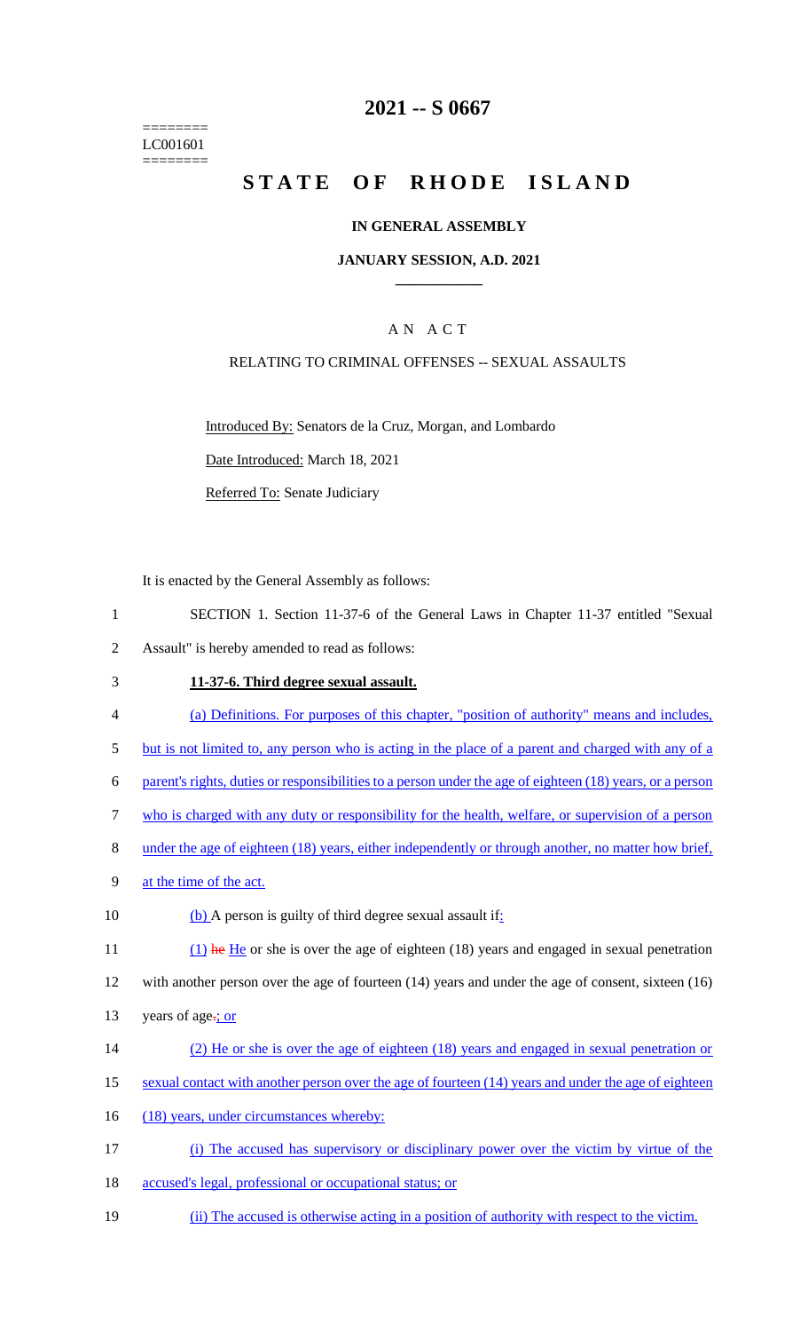========
LC001601
========

# 2021 -- S 0667

# STATE OF RHODE ISLAND

## IN GENERAL ASSEMBLY

### JANUARY SESSION, A.D. 2021

---

## A N A C T

RELATING TO CRIMINAL OFFENSES -- SEXUAL ASSAULTS

Introduced By: Senators de la Cruz, Morgan, and Lombardo

Date Introduced: March 18, 2021

Referred To: Senate Judiciary

It is enacted by the General Assembly as follows:

1 SECTION 1. Section 11-37-6 of the General Laws in Chapter 11-37 entitled "Sexual
2 Assault" is hereby amended to read as follows:

3 **11-37-6. Third degree sexual assault.**

4 (a) Definitions. For purposes of this chapter, "position of authority" means and includes,
5 but is not limited to, any person who is acting in the place of a parent and charged with any of a
6 parent's rights, duties or responsibilities to a person under the age of eighteen (18) years, or a person
7 who is charged with any duty or responsibility for the health, welfare, or supervision of a person
8 under the age of eighteen (18) years, either independently or through another, no matter how brief,
9 at the time of the act.

10 (b) A person is guilty of third degree sexual assault if:

11 (1) he He or she is over the age of eighteen (18) years and engaged in sexual penetration
12 with another person over the age of fourteen (14) years and under the age of consent, sixteen (16)
13 years of age.; or

14 (2) He or she is over the age of eighteen (18) years and engaged in sexual penetration or
15 sexual contact with another person over the age of fourteen (14) years and under the age of eighteen
16 (18) years, under circumstances whereby:

17 (i) The accused has supervisory or disciplinary power over the victim by virtue of the
18 accused's legal, professional or occupational status; or

19 (ii) The accused is otherwise acting in a position of authority with respect to the victim.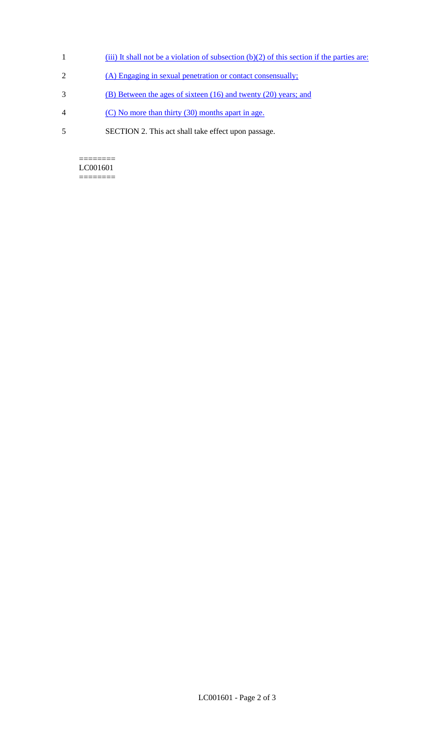1 (iii) It shall not be a violation of subsection (b)(2) of this section if the parties are:

2 (A) Engaging in sexual penetration or contact consensually;

3 (B) Between the ages of sixteen (16) and twenty (20) years; and

4 (C) No more than thirty (30) months apart in age.

5 SECTION 2. This act shall take effect upon passage.

========
LC001601
========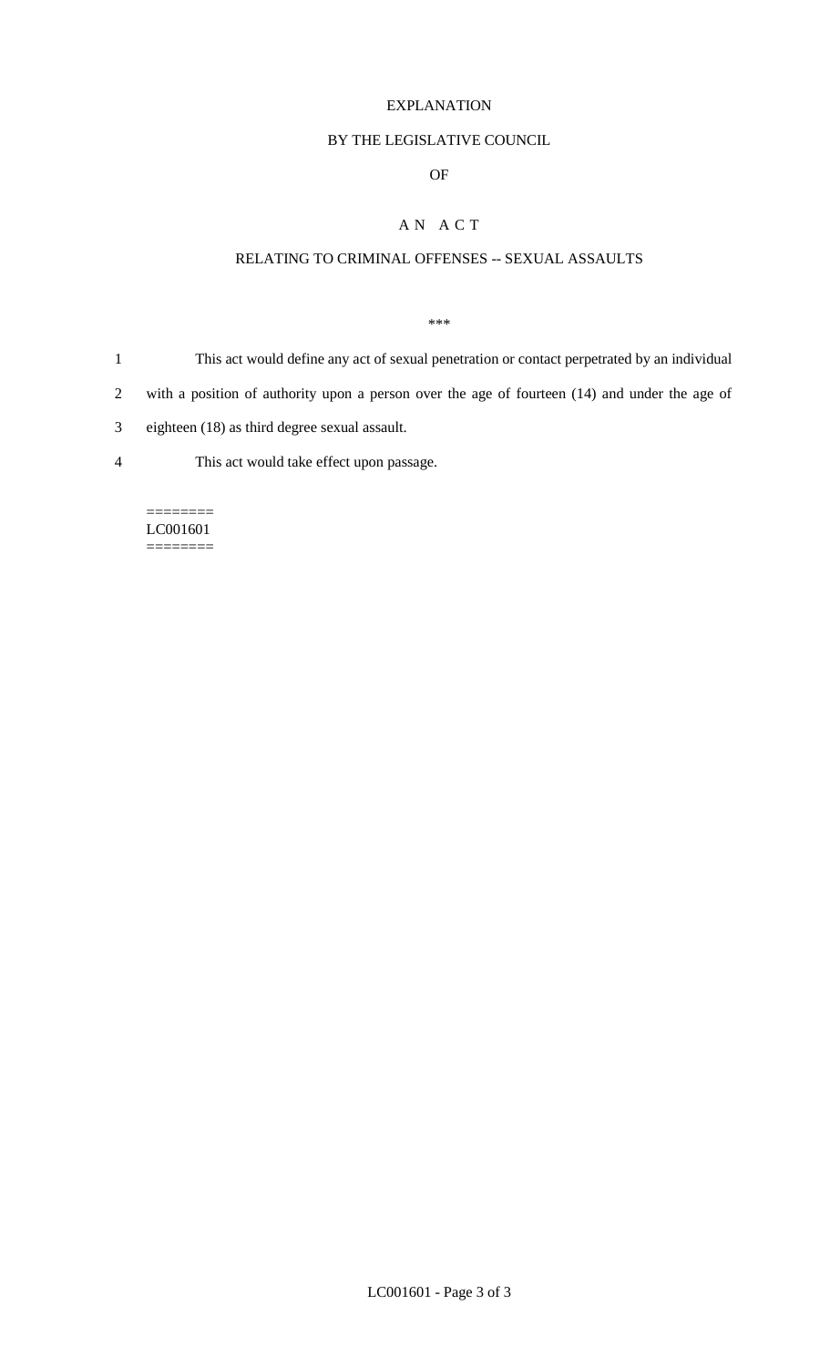EXPLANATION

BY THE LEGISLATIVE COUNCIL

OF

A N A C T

RELATING TO CRIMINAL OFFENSES -- SEXUAL ASSAULTS

\*\*\*

1 This act would define any act of sexual penetration or contact perpetrated by an individual
2 with a position of authority upon a person over the age of fourteen (14) and under the age of
3 eighteen (18) as third degree sexual assault.
4 This act would take effect upon passage.

========
LC001601
========